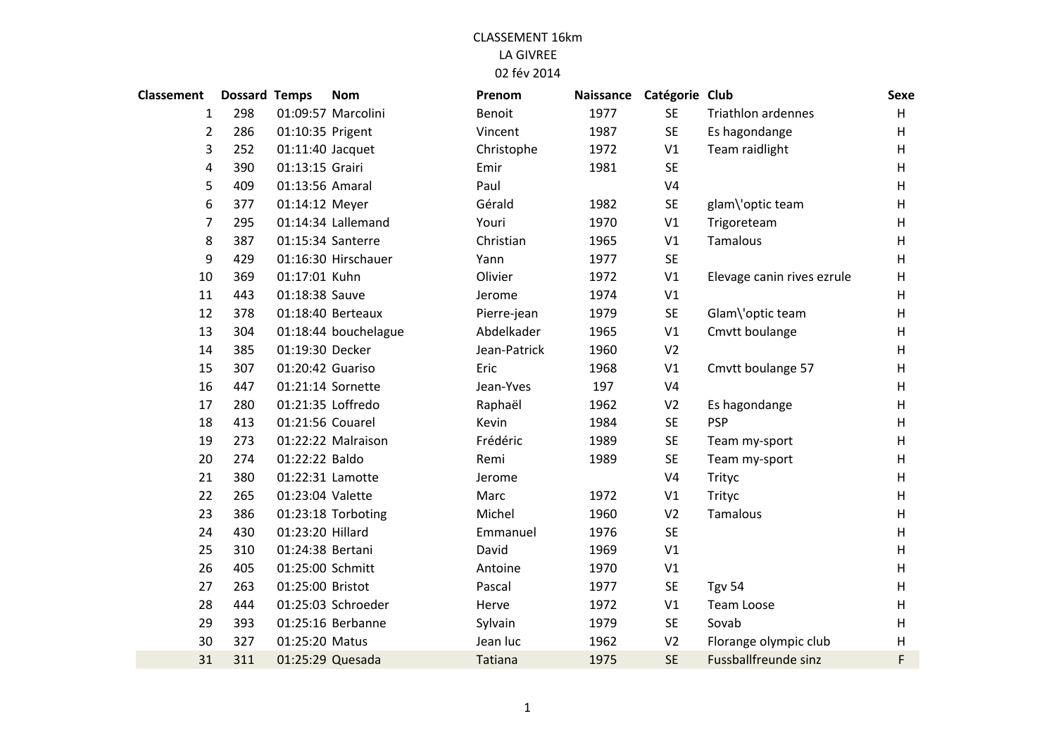CLASSEMENT 16km

LA GIVREE

02 fév 2014

| Classement | Dossard | Temps | Nom | Prenom | Naissance | Catégorie | Club | Sexe |
|---|---|---|---|---|---|---|---|---|
| 1 | 298 | 01:09:57 | Marcolini | Benoit | 1977 | SE | Triathlon ardennes | H |
| 2 | 286 | 01:10:35 | Prigent | Vincent | 1987 | SE | Es hagondange | H |
| 3 | 252 | 01:11:40 | Jacquet | Christophe | 1972 | V1 | Team raidlight | H |
| 4 | 390 | 01:13:15 | Grairi | Emir | 1981 | SE | | H |
| 5 | 409 | 01:13:56 | Amaral | Paul | | V4 | | H |
| 6 | 377 | 01:14:12 | Meyer | Gérald | 1982 | SE | glam\'optic team | H |
| 7 | 295 | 01:14:34 | Lallemand | Youri | 1970 | V1 | Trigoreteam | H |
| 8 | 387 | 01:15:34 | Santerre | Christian | 1965 | V1 | Tamalous | H |
| 9 | 429 | 01:16:30 | Hirschauer | Yann | 1977 | SE | | H |
| 10 | 369 | 01:17:01 | Kuhn | Olivier | 1972 | V1 | Elevage canin rives ezrule | H |
| 11 | 443 | 01:18:38 | Sauve | Jerome | 1974 | V1 | | H |
| 12 | 378 | 01:18:40 | Berteaux | Pierre-jean | 1979 | SE | Glam\'optic team | H |
| 13 | 304 | 01:18:44 | bouchelague | Abdelkader | 1965 | V1 | Cmvtt boulange | H |
| 14 | 385 | 01:19:30 | Decker | Jean-Patrick | 1960 | V2 | | H |
| 15 | 307 | 01:20:42 | Guariso | Eric | 1968 | V1 | Cmvtt boulange 57 | H |
| 16 | 447 | 01:21:14 | Sornette | Jean-Yves | 197 | V4 | | H |
| 17 | 280 | 01:21:35 | Loffredo | Raphaël | 1962 | V2 | Es hagondange | H |
| 18 | 413 | 01:21:56 | Couarel | Kevin | 1984 | SE | PSP | H |
| 19 | 273 | 01:22:22 | Malraison | Frédéric | 1989 | SE | Team my-sport | H |
| 20 | 274 | 01:22:22 | Baldo | Remi | 1989 | SE | Team my-sport | H |
| 21 | 380 | 01:22:31 | Lamotte | Jerome | | V4 | Trityc | H |
| 22 | 265 | 01:23:04 | Valette | Marc | 1972 | V1 | Trityc | H |
| 23 | 386 | 01:23:18 | Torboting | Michel | 1960 | V2 | Tamalous | H |
| 24 | 430 | 01:23:20 | Hillard | Emmanuel | 1976 | SE | | H |
| 25 | 310 | 01:24:38 | Bertani | David | 1969 | V1 | | H |
| 26 | 405 | 01:25:00 | Schmitt | Antoine | 1970 | V1 | | H |
| 27 | 263 | 01:25:00 | Bristot | Pascal | 1977 | SE | Tgv 54 | H |
| 28 | 444 | 01:25:03 | Schroeder | Herve | 1972 | V1 | Team Loose | H |
| 29 | 393 | 01:25:16 | Berbanne | Sylvain | 1979 | SE | Sovab | H |
| 30 | 327 | 01:25:20 | Matus | Jean luc | 1962 | V2 | Florange olympic club | H |
| 31 | 311 | 01:25:29 | Quesada | Tatiana | 1975 | SE | Fussballfreunde sinz | F |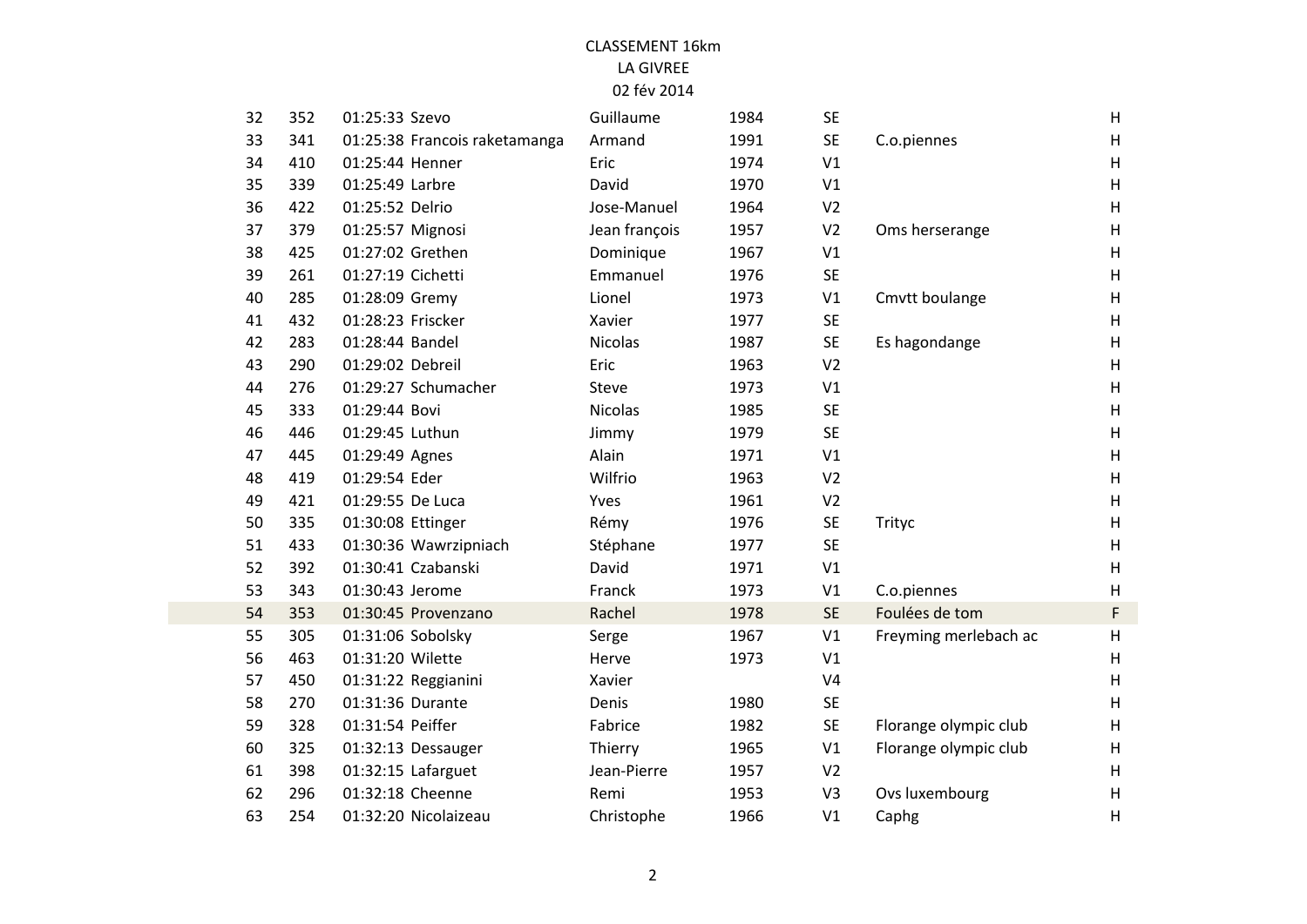CLASSEMENT 16km

LA GIVREE

02 fév 2014

| | | | | | | | | |
|---|---|---|---|---|---|---|---|---|
| 32 | 352 | 01:25:33 | Szevo | Guillaume | 1984 | SE | | H |
| 33 | 341 | 01:25:38 | Francois raketamanga | Armand | 1991 | SE | C.o.piennes | H |
| 34 | 410 | 01:25:44 | Henner | Eric | 1974 | V1 | | H |
| 35 | 339 | 01:25:49 | Larbre | David | 1970 | V1 | | H |
| 36 | 422 | 01:25:52 | Delrio | Jose-Manuel | 1964 | V2 | | H |
| 37 | 379 | 01:25:57 | Mignosi | Jean françois | 1957 | V2 | Oms herserange | H |
| 38 | 425 | 01:27:02 | Grethen | Dominique | 1967 | V1 | | H |
| 39 | 261 | 01:27:19 | Cichetti | Emmanuel | 1976 | SE | | H |
| 40 | 285 | 01:28:09 | Gremy | Lionel | 1973 | V1 | Cmvtt boulange | H |
| 41 | 432 | 01:28:23 | Friscker | Xavier | 1977 | SE | | H |
| 42 | 283 | 01:28:44 | Bandel | Nicolas | 1987 | SE | Es hagondange | H |
| 43 | 290 | 01:29:02 | Debreil | Eric | 1963 | V2 | | H |
| 44 | 276 | 01:29:27 | Schumacher | Steve | 1973 | V1 | | H |
| 45 | 333 | 01:29:44 | Bovi | Nicolas | 1985 | SE | | H |
| 46 | 446 | 01:29:45 | Luthun | Jimmy | 1979 | SE | | H |
| 47 | 445 | 01:29:49 | Agnes | Alain | 1971 | V1 | | H |
| 48 | 419 | 01:29:54 | Eder | Wilfrio | 1963 | V2 | | H |
| 49 | 421 | 01:29:55 | De Luca | Yves | 1961 | V2 | | H |
| 50 | 335 | 01:30:08 | Ettinger | Rémy | 1976 | SE | Trityc | H |
| 51 | 433 | 01:30:36 | Wawrzipniach | Stéphane | 1977 | SE | | H |
| 52 | 392 | 01:30:41 | Czabanski | David | 1971 | V1 | | H |
| 53 | 343 | 01:30:43 | Jerome | Franck | 1973 | V1 | C.o.piennes | H |
| 54 | 353 | 01:30:45 | Provenzano | Rachel | 1978 | SE | Foulées de tom | F |
| 55 | 305 | 01:31:06 | Sobolsky | Serge | 1967 | V1 | Freyming merlebach ac | H |
| 56 | 463 | 01:31:20 | Wilette | Herve | 1973 | V1 | | H |
| 57 | 450 | 01:31:22 | Reggianini | Xavier | | V4 | | H |
| 58 | 270 | 01:31:36 | Durante | Denis | 1980 | SE | | H |
| 59 | 328 | 01:31:54 | Peiffer | Fabrice | 1982 | SE | Florange olympic club | H |
| 60 | 325 | 01:32:13 | Dessauger | Thierry | 1965 | V1 | Florange olympic club | H |
| 61 | 398 | 01:32:15 | Lafarguet | Jean-Pierre | 1957 | V2 | | H |
| 62 | 296 | 01:32:18 | Cheenne | Remi | 1953 | V3 | Ovs luxembourg | H |
| 63 | 254 | 01:32:20 | Nicolaizeau | Christophe | 1966 | V1 | Caphg | H |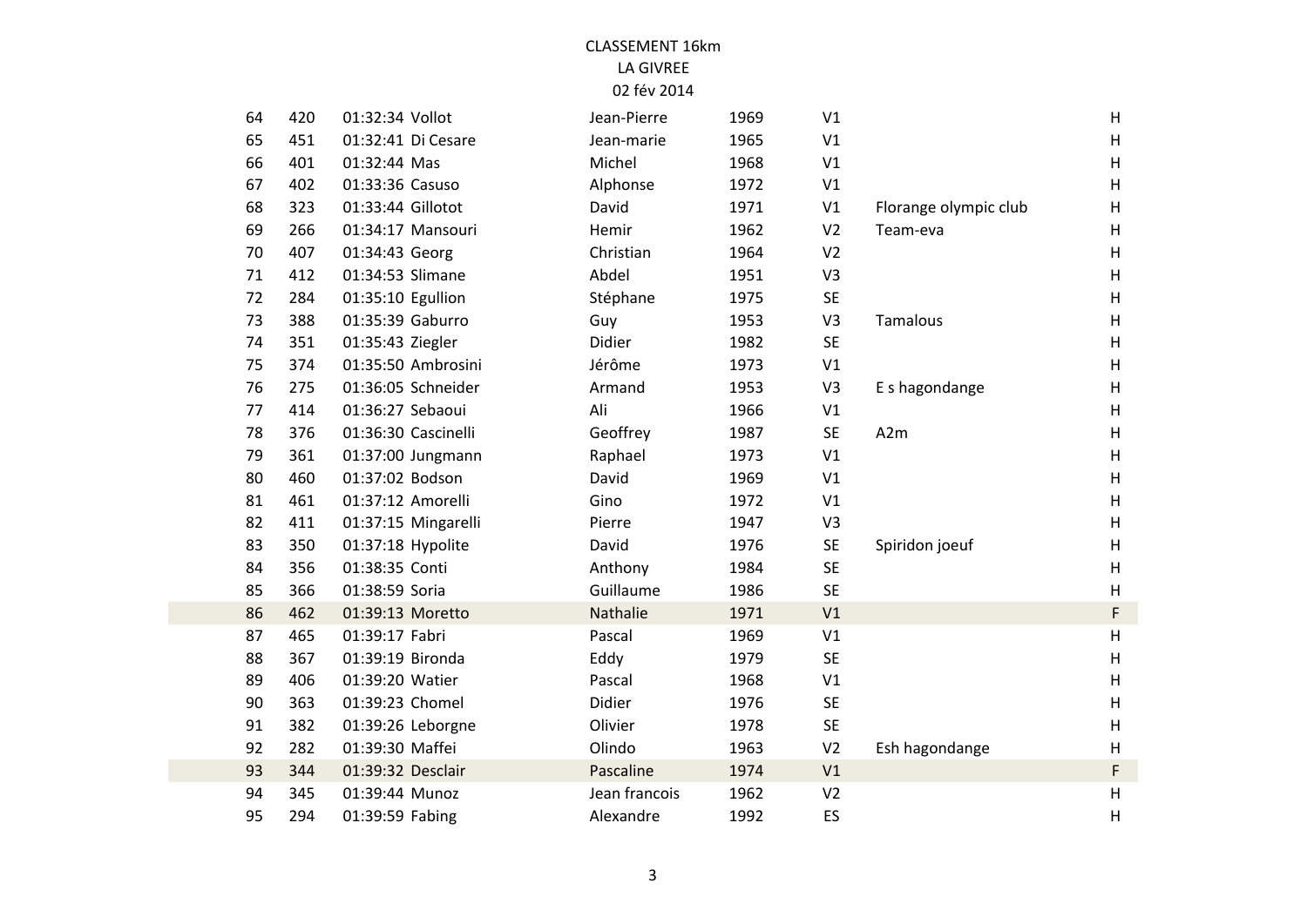CLASSEMENT 16km

LA GIVREE

02 fév 2014

| | | | | | | | | |
|---|---|---|---|---|---|---|---|---|
| 64 | 420 | 01:32:34 | Vollot | Jean-Pierre | 1969 | V1 | | H |
| 65 | 451 | 01:32:41 | Di Cesare | Jean-marie | 1965 | V1 | | H |
| 66 | 401 | 01:32:44 | Mas | Michel | 1968 | V1 | | H |
| 67 | 402 | 01:33:36 | Casuso | Alphonse | 1972 | V1 | | H |
| 68 | 323 | 01:33:44 | Gillotot | David | 1971 | V1 | Florange olympic club | H |
| 69 | 266 | 01:34:17 | Mansouri | Hemir | 1962 | V2 | Team-eva | H |
| 70 | 407 | 01:34:43 | Georg | Christian | 1964 | V2 | | H |
| 71 | 412 | 01:34:53 | Slimane | Abdel | 1951 | V3 | | H |
| 72 | 284 | 01:35:10 | Egullion | Stéphane | 1975 | SE | | H |
| 73 | 388 | 01:35:39 | Gaburro | Guy | 1953 | V3 | Tamalous | H |
| 74 | 351 | 01:35:43 | Ziegler | Didier | 1982 | SE | | H |
| 75 | 374 | 01:35:50 | Ambrosini | Jérôme | 1973 | V1 | | H |
| 76 | 275 | 01:36:05 | Schneider | Armand | 1953 | V3 | E s hagondange | H |
| 77 | 414 | 01:36:27 | Sebaoui | Ali | 1966 | V1 | | H |
| 78 | 376 | 01:36:30 | Cascinelli | Geoffrey | 1987 | SE | A2m | H |
| 79 | 361 | 01:37:00 | Jungmann | Raphael | 1973 | V1 | | H |
| 80 | 460 | 01:37:02 | Bodson | David | 1969 | V1 | | H |
| 81 | 461 | 01:37:12 | Amorelli | Gino | 1972 | V1 | | H |
| 82 | 411 | 01:37:15 | Mingarelli | Pierre | 1947 | V3 | | H |
| 83 | 350 | 01:37:18 | Hypolite | David | 1976 | SE | Spiridon joeuf | H |
| 84 | 356 | 01:38:35 | Conti | Anthony | 1984 | SE | | H |
| 85 | 366 | 01:38:59 | Soria | Guillaume | 1986 | SE | | H |
| 86 | 462 | 01:39:13 | Moretto | Nathalie | 1971 | V1 | | F |
| 87 | 465 | 01:39:17 | Fabri | Pascal | 1969 | V1 | | H |
| 88 | 367 | 01:39:19 | Bironda | Eddy | 1979 | SE | | H |
| 89 | 406 | 01:39:20 | Watier | Pascal | 1968 | V1 | | H |
| 90 | 363 | 01:39:23 | Chomel | Didier | 1976 | SE | | H |
| 91 | 382 | 01:39:26 | Leborgne | Olivier | 1978 | SE | | H |
| 92 | 282 | 01:39:30 | Maffei | Olindo | 1963 | V2 | Esh hagondange | H |
| 93 | 344 | 01:39:32 | Desclair | Pascaline | 1974 | V1 | | F |
| 94 | 345 | 01:39:44 | Munoz | Jean francois | 1962 | V2 | | H |
| 95 | 294 | 01:39:59 | Fabing | Alexandre | 1992 | ES | | H |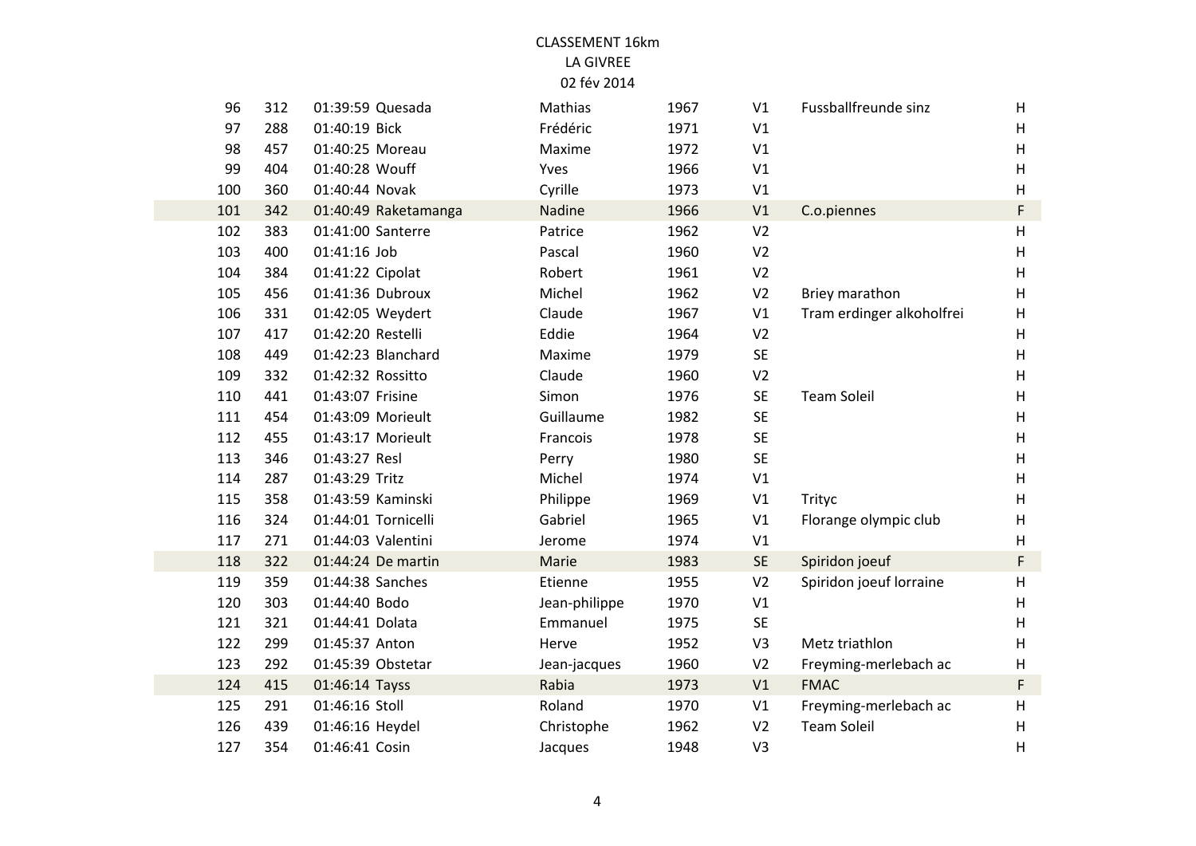CLASSEMENT 16km

LA GIVREE

02 fév 2014

| | | | | | | | | |
|---|---|---|---|---|---|---|---|---|
| 96 | 312 | 01:39:59 | Quesada | Mathias | 1967 | V1 | Fussballfreunde sinz | H |
| 97 | 288 | 01:40:19 | Bick | Frédéric | 1971 | V1 | | H |
| 98 | 457 | 01:40:25 | Moreau | Maxime | 1972 | V1 | | H |
| 99 | 404 | 01:40:28 | Wouff | Yves | 1966 | V1 | | H |
| 100 | 360 | 01:40:44 | Novak | Cyrille | 1973 | V1 | | H |
| 101 | 342 | 01:40:49 | Raketamanga | Nadine | 1966 | V1 | C.o.piennes | F |
| 102 | 383 | 01:41:00 | Santerre | Patrice | 1962 | V2 | | H |
| 103 | 400 | 01:41:16 | Job | Pascal | 1960 | V2 | | H |
| 104 | 384 | 01:41:22 | Cipolat | Robert | 1961 | V2 | | H |
| 105 | 456 | 01:41:36 | Dubroux | Michel | 1962 | V2 | Briey marathon | H |
| 106 | 331 | 01:42:05 | Weydert | Claude | 1967 | V1 | Tram erdinger alkoholfrei | H |
| 107 | 417 | 01:42:20 | Restelli | Eddie | 1964 | V2 | | H |
| 108 | 449 | 01:42:23 | Blanchard | Maxime | 1979 | SE | | H |
| 109 | 332 | 01:42:32 | Rossitto | Claude | 1960 | V2 | | H |
| 110 | 441 | 01:43:07 | Frisine | Simon | 1976 | SE | Team Soleil | H |
| 111 | 454 | 01:43:09 | Morieult | Guillaume | 1982 | SE | | H |
| 112 | 455 | 01:43:17 | Morieult | Francois | 1978 | SE | | H |
| 113 | 346 | 01:43:27 | Resl | Perry | 1980 | SE | | H |
| 114 | 287 | 01:43:29 | Tritz | Michel | 1974 | V1 | | H |
| 115 | 358 | 01:43:59 | Kaminski | Philippe | 1969 | V1 | Trityc | H |
| 116 | 324 | 01:44:01 | Tornicelli | Gabriel | 1965 | V1 | Florange olympic club | H |
| 117 | 271 | 01:44:03 | Valentini | Jerome | 1974 | V1 | | H |
| 118 | 322 | 01:44:24 | De martin | Marie | 1983 | SE | Spiridon joeuf | F |
| 119 | 359 | 01:44:38 | Sanches | Etienne | 1955 | V2 | Spiridon joeuf lorraine | H |
| 120 | 303 | 01:44:40 | Bodo | Jean-philippe | 1970 | V1 | | H |
| 121 | 321 | 01:44:41 | Dolata | Emmanuel | 1975 | SE | | H |
| 122 | 299 | 01:45:37 | Anton | Herve | 1952 | V3 | Metz triathlon | H |
| 123 | 292 | 01:45:39 | Obstetar | Jean-jacques | 1960 | V2 | Freyming-merlebach ac | H |
| 124 | 415 | 01:46:14 | Tayss | Rabia | 1973 | V1 | FMAC | F |
| 125 | 291 | 01:46:16 | Stoll | Roland | 1970 | V1 | Freyming-merlebach ac | H |
| 126 | 439 | 01:46:16 | Heydel | Christophe | 1962 | V2 | Team Soleil | H |
| 127 | 354 | 01:46:41 | Cosin | Jacques | 1948 | V3 | | H |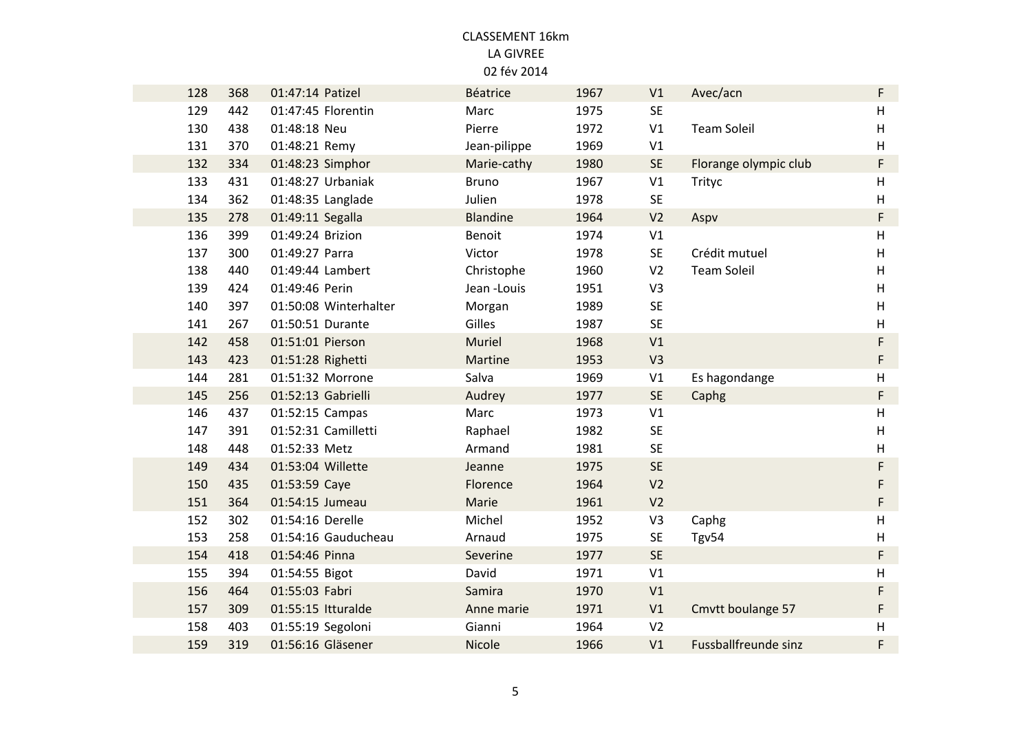CLASSEMENT 16km

LA GIVREE

02 fév 2014

| | | | | | | | | |
|---|---|---|---|---|---|---|---|---|
| 128 | 368 | 01:47:14 | Patizel | Béatrice | 1967 | V1 | Avec/acn | F |
| 129 | 442 | 01:47:45 | Florentin | Marc | 1975 | SE | | H |
| 130 | 438 | 01:48:18 | Neu | Pierre | 1972 | V1 | Team Soleil | H |
| 131 | 370 | 01:48:21 | Remy | Jean-pilippe | 1969 | V1 | | H |
| 132 | 334 | 01:48:23 | Simphor | Marie-cathy | 1980 | SE | Florange olympic club | F |
| 133 | 431 | 01:48:27 | Urbaniak | Bruno | 1967 | V1 | Trityc | H |
| 134 | 362 | 01:48:35 | Langlade | Julien | 1978 | SE | | H |
| 135 | 278 | 01:49:11 | Segalla | Blandine | 1964 | V2 | Aspv | F |
| 136 | 399 | 01:49:24 | Brizion | Benoit | 1974 | V1 | | H |
| 137 | 300 | 01:49:27 | Parra | Victor | 1978 | SE | Crédit mutuel | H |
| 138 | 440 | 01:49:44 | Lambert | Christophe | 1960 | V2 | Team Soleil | H |
| 139 | 424 | 01:49:46 | Perin | Jean -Louis | 1951 | V3 | | H |
| 140 | 397 | 01:50:08 | Winterhalter | Morgan | 1989 | SE | | H |
| 141 | 267 | 01:50:51 | Durante | Gilles | 1987 | SE | | H |
| 142 | 458 | 01:51:01 | Pierson | Muriel | 1968 | V1 | | F |
| 143 | 423 | 01:51:28 | Righetti | Martine | 1953 | V3 | | F |
| 144 | 281 | 01:51:32 | Morrone | Salva | 1969 | V1 | Es hagondange | H |
| 145 | 256 | 01:52:13 | Gabrielli | Audrey | 1977 | SE | Caphg | F |
| 146 | 437 | 01:52:15 | Campas | Marc | 1973 | V1 | | H |
| 147 | 391 | 01:52:31 | Camilletti | Raphael | 1982 | SE | | H |
| 148 | 448 | 01:52:33 | Metz | Armand | 1981 | SE | | H |
| 149 | 434 | 01:53:04 | Willette | Jeanne | 1975 | SE | | F |
| 150 | 435 | 01:53:59 | Caye | Florence | 1964 | V2 | | F |
| 151 | 364 | 01:54:15 | Jumeau | Marie | 1961 | V2 | | F |
| 152 | 302 | 01:54:16 | Derelle | Michel | 1952 | V3 | Caphg | H |
| 153 | 258 | 01:54:16 | Gauducheau | Arnaud | 1975 | SE | Tgv54 | H |
| 154 | 418 | 01:54:46 | Pinna | Severine | 1977 | SE | | F |
| 155 | 394 | 01:54:55 | Bigot | David | 1971 | V1 | | H |
| 156 | 464 | 01:55:03 | Fabri | Samira | 1970 | V1 | | F |
| 157 | 309 | 01:55:15 | Itturalde | Anne marie | 1971 | V1 | Cmvtt boulange 57 | F |
| 158 | 403 | 01:55:19 | Segoloni | Gianni | 1964 | V2 | | H |
| 159 | 319 | 01:56:16 | Gläsener | Nicole | 1966 | V1 | Fussballfreunde sinz | F |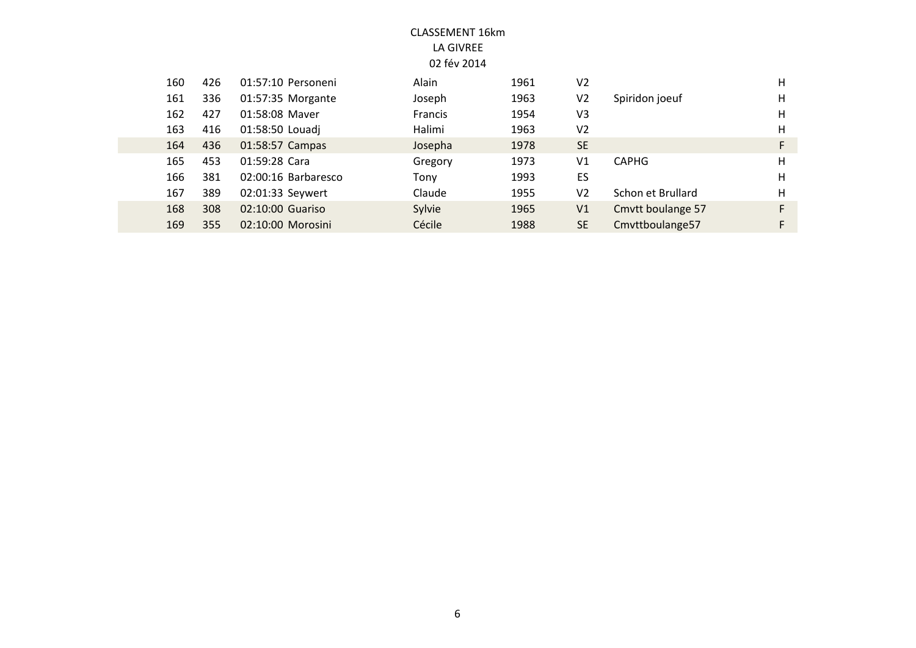CLASSEMENT 16km

LA GIVREE

02 fév 2014

| | | | | | | | | |
|---|---|---|---|---|---|---|---|---|
| 160 | 426 | 01:57:10 | Personeni | Alain | 1961 | V2 | | H |
| 161 | 336 | 01:57:35 | Morgante | Joseph | 1963 | V2 | Spiridon joeuf | H |
| 162 | 427 | 01:58:08 | Maver | Francis | 1954 | V3 | | H |
| 163 | 416 | 01:58:50 | Louadj | Halimi | 1963 | V2 | | H |
| 164 | 436 | 01:58:57 | Campas | Josepha | 1978 | SE | | F |
| 165 | 453 | 01:59:28 | Cara | Gregory | 1973 | V1 | CAPHG | H |
| 166 | 381 | 02:00:16 | Barbaresco | Tony | 1993 | ES | | H |
| 167 | 389 | 02:01:33 | Seywert | Claude | 1955 | V2 | Schon et Brullard | H |
| 168 | 308 | 02:10:00 | Guariso | Sylvie | 1965 | V1 | Cmvtt boulange 57 | F |
| 169 | 355 | 02:10:00 | Morosini | Cécile | 1988 | SE | Cmvttboulange57 | F |